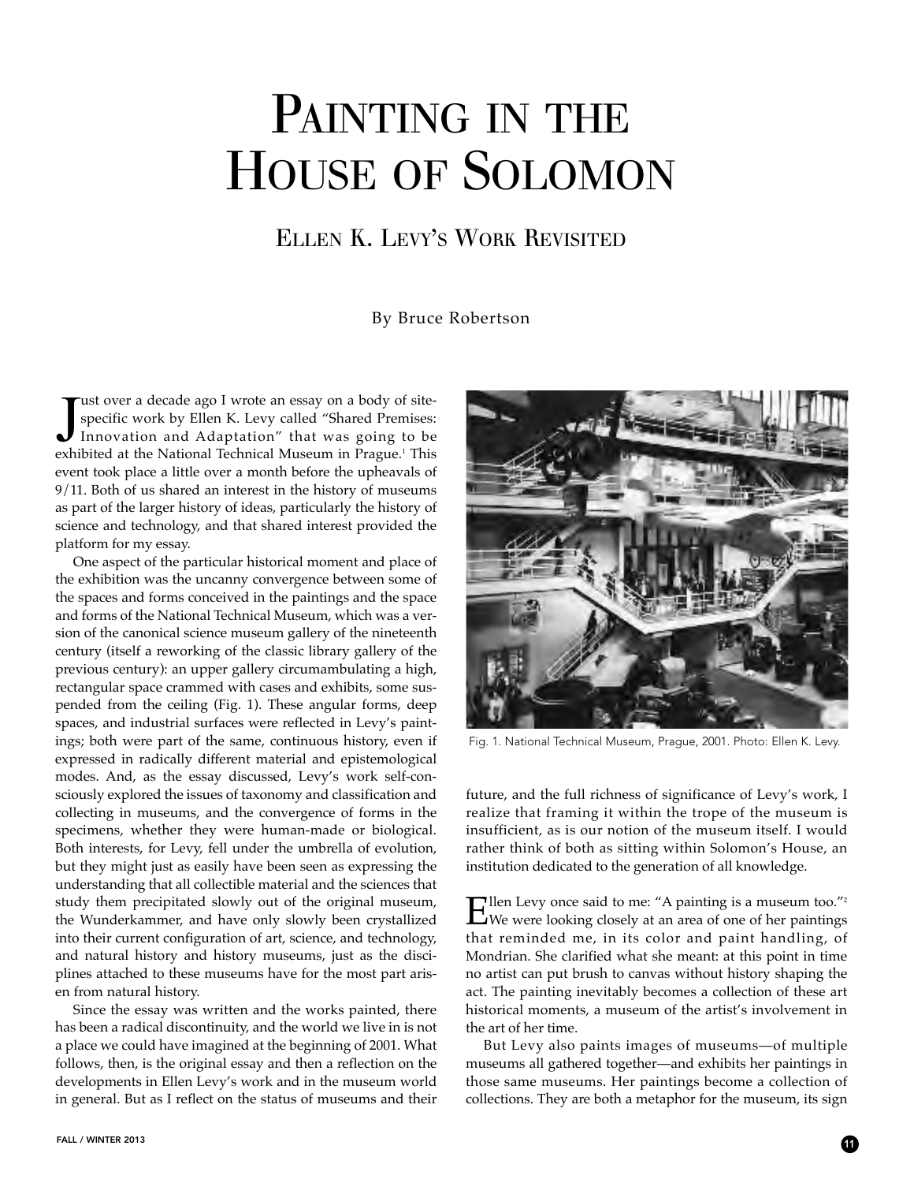# Painting in the House of Solomon

## Ellen K. Levy's Work Revisited

By Bruce Robertson

Just over a decade ago I wrote an essay on a body of site-specific work by Ellen K. Levy called "Shared Premises: Innovation and Adaptation" that was going to be exhibited at the National Technical Museum in Prague.[1] This event took place a little over a month before the upheavals of 9/11. Both of us shared an interest in the history of museums as part of the larger history of ideas, particularly the history of science and technology, and that shared interest provided the platform for my essay.

One aspect of the particular historical moment and place of the exhibition was the uncanny convergence between some of the spaces and forms conceived in the paintings and the space and forms of the National Technical Museum, which was a version of the canonical science museum gallery of the nineteenth century (itself a reworking of the classic library gallery of the previous century): an upper gallery circumambulating a high, rectangular space crammed with cases and exhibits, some suspended from the ceiling (Fig. 1). These angular forms, deep spaces, and industrial surfaces were reflected in Levy's paintings; both were part of the same, continuous history, even if expressed in radically different material and epistemological modes. And, as the essay discussed, Levy's work self-consciously explored the issues of taxonomy and classification and collecting in museums, and the convergence of forms in the specimens, whether they were human-made or biological. Both interests, for Levy, fell under the umbrella of evolution, but they might just as easily have been seen as expressing the understanding that all collectible material and the sciences that study them precipitated slowly out of the original museum, the Wunderkammer, and have only slowly been crystallized into their current configuration of art, science, and technology, and natural history and history museums, just as the disciplines attached to these museums have for the most part arisen from natural history.

Since the essay was written and the works painted, there has been a radical discontinuity, and the world we live in is not a place we could have imagined at the beginning of 2001. What follows, then, is the original essay and then a reflection on the developments in Ellen Levy's work and in the museum world in general. But as I reflect on the status of museums and their future, and the full richness of significance of Levy's work, I realize that framing it within the trope of the museum is insufficient, as is our notion of the museum itself. I would rather think of both as sitting within Solomon's House, an institution dedicated to the generation of all knowledge.

Fig. 1. National Technical Museum, Prague, 2001. Photo: Ellen K. Levy.

Ellen Levy once said to me: "A painting is a museum too."[2] We were looking closely at an area of one of her paintings that reminded me, in its color and paint handling, of Mondrian. She clarified what she meant: at this point in time no artist can put brush to canvas without history shaping the act. The painting inevitably becomes a collection of these art historical moments, a museum of the artist's involvement in the art of her time.

But Levy also paints images of museums—of multiple museums all gathered together—and exhibits her paintings in those same museums. Her paintings become a collection of collections. They are both a metaphor for the museum, its sign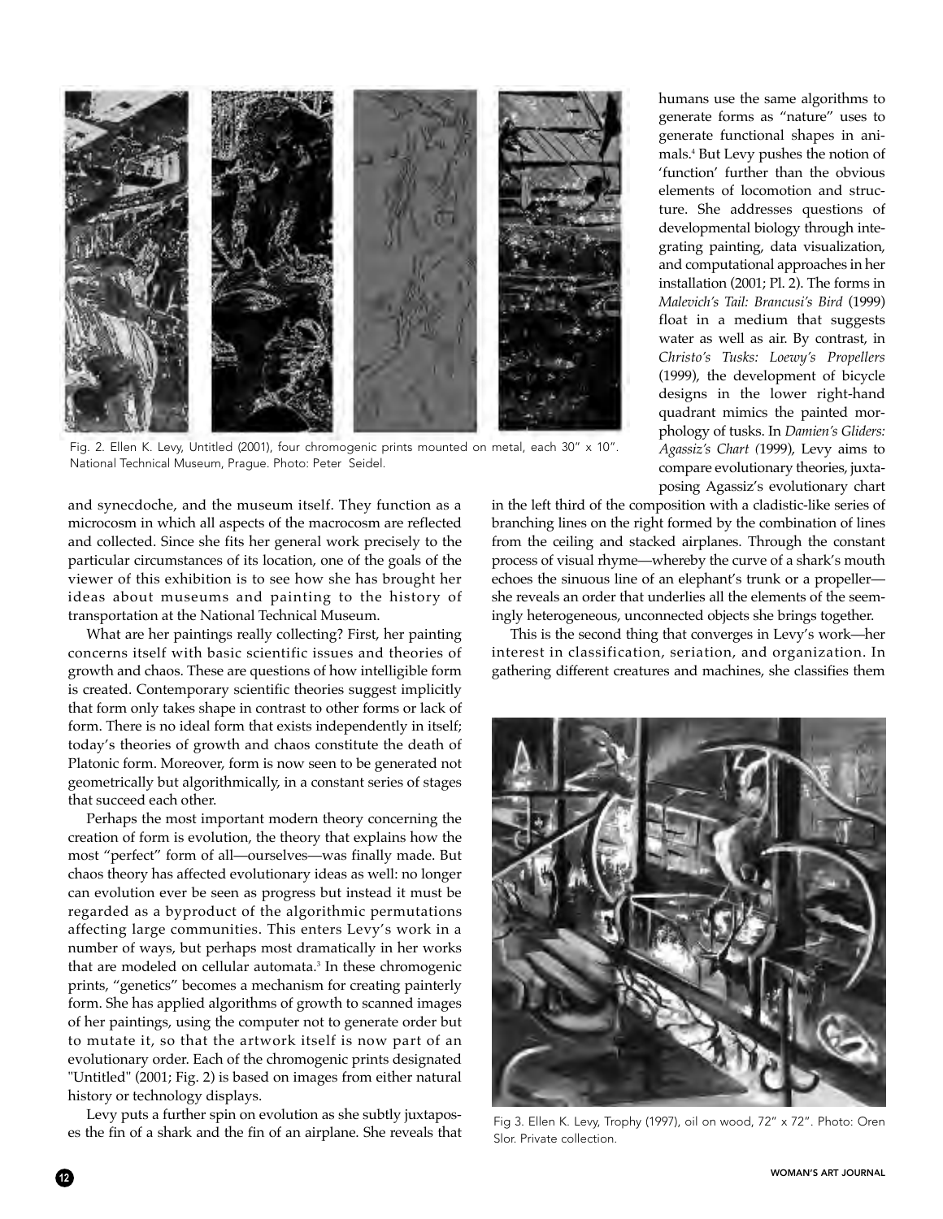Fig. 2. Ellen K. Levy, Untitled (2001), four chromogenic prints mounted on metal, each 30" x 10". National Technical Museum, Prague. Photo: Peter Seidel.

and synecdoche, and the museum itself. They function as a microcosm in which all aspects of the macrocosm are reflected and collected. Since she fits her general work precisely to the particular circumstances of its location, one of the goals of the viewer of this exhibition is to see how she has brought her ideas about museums and painting to the history of transportation at the National Technical Museum.

What are her paintings really collecting? First, her painting concerns itself with basic scientific issues and theories of growth and chaos. These are questions of how intelligible form is created. Contemporary scientific theories suggest implicitly that form only takes shape in contrast to other forms or lack of form. There is no ideal form that exists independently in itself; today's theories of growth and chaos constitute the death of Platonic form. Moreover, form is now seen to be generated not geometrically but algorithmically, in a constant series of stages that succeed each other.

Perhaps the most important modern theory concerning the creation of form is evolution, the theory that explains how the most "perfect" form of all—ourselves—was finally made. But chaos theory has affected evolutionary ideas as well: no longer can evolution ever be seen as progress but instead it must be regarded as a byproduct of the algorithmic permutations affecting large communities. This enters Levy's work in a number of ways, but perhaps most dramatically in her works that are modeled on cellular automata.[3] In these chromogenic prints, "genetics" becomes a mechanism for creating painterly form. She has applied algorithms of growth to scanned images of her paintings, using the computer not to generate order but to mutate it, so that the artwork itself is now part of an evolutionary order. Each of the chromogenic prints designated "Untitled" (2001; Fig. 2) is based on images from either natural history or technology displays.

Levy puts a further spin on evolution as she subtly juxtaposes the fin of a shark and the fin of an airplane. She reveals that humans use the same algorithms to generate forms as "nature" uses to generate functional shapes in animals.[4] But Levy pushes the notion of 'function' further than the obvious elements of locomotion and structure. She addresses questions of developmental biology through integrating painting, data visualization, and computational approaches in her installation (2001; Pl. 2). The forms in *Malevich's Tail: Brancusi's Bird* (1999) float in a medium that suggests water as well as air. By contrast, in *Christo's Tusks: Loewy's Propellers* (1999), the development of bicycle designs in the lower right-hand quadrant mimics the painted morphology of tusks. In *Damien's Gliders: Agassiz's Chart (*1999), Levy aims to compare evolutionary theories, juxtaposing Agassiz's evolutionary chart in the left third of the composition with a cladistic-like series of branching lines on the right formed by the combination of lines from the ceiling and stacked airplanes. Through the constant process of visual rhyme—whereby the curve of a shark's mouth echoes the sinuous line of an elephant's trunk or a propeller—she reveals an order that underlies all the elements of the seemingly heterogeneous, unconnected objects she brings together.

This is the second thing that converges in Levy's work—her interest in classification, seriation, and organization. In gathering different creatures and machines, she classifies them

Fig 3. Ellen K. Levy, Trophy (1997), oil on wood, 72" x 72". Photo: Oren Slor. Private collection.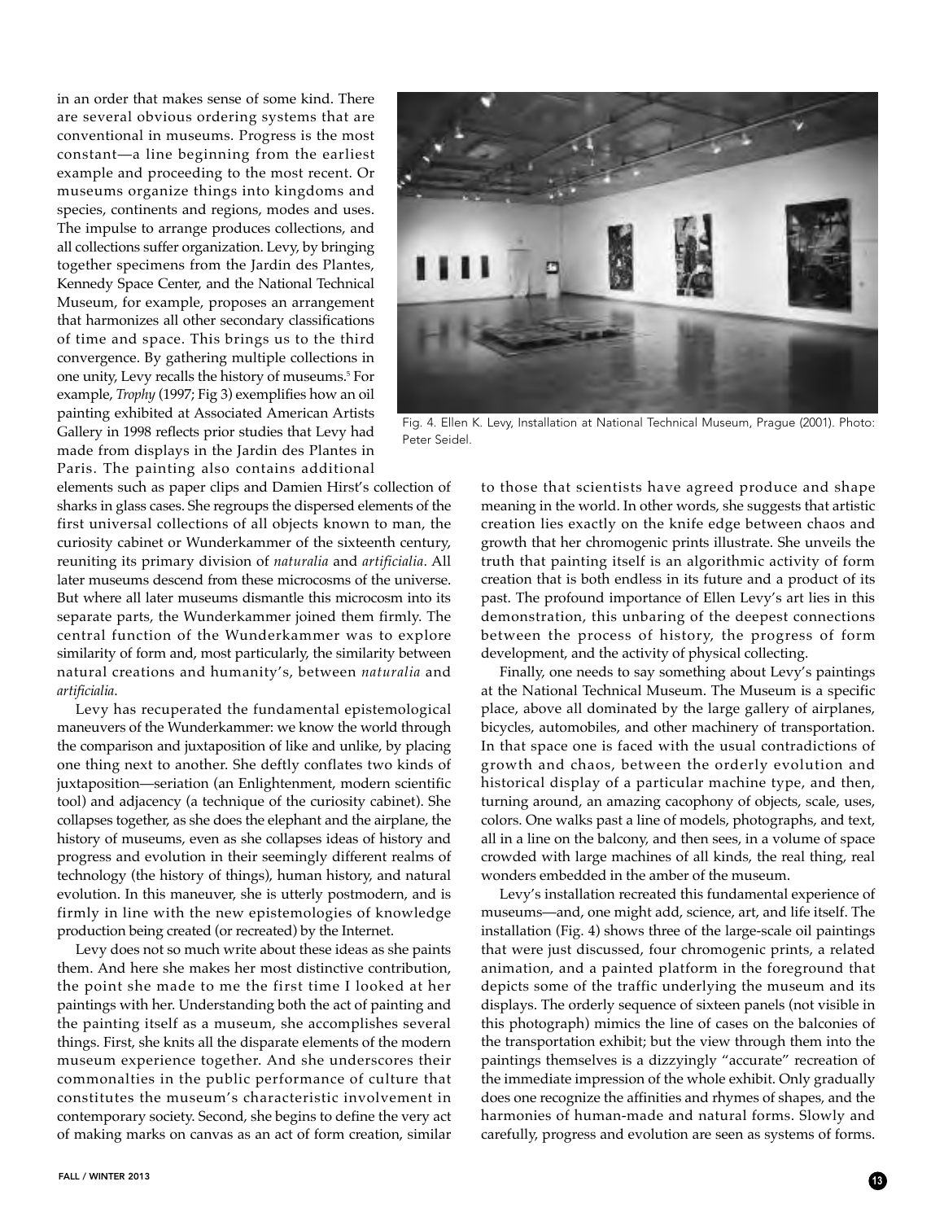in an order that makes sense of some kind. There are several obvious ordering systems that are conventional in museums. Progress is the most constant—a line beginning from the earliest example and proceeding to the most recent. Or museums organize things into kingdoms and species, continents and regions, modes and uses. The impulse to arrange produces collections, and all collections suffer organization. Levy, by bringing together specimens from the Jardin des Plantes, Kennedy Space Center, and the National Technical Museum, for example, proposes an arrangement that harmonizes all other secondary classifications of time and space. This brings us to the third convergence. By gathering multiple collections in one unity, Levy recalls the history of museums.[5] For example, *Trophy* (1997; Fig 3) exemplifies how an oil painting exhibited at Associated American Artists Gallery in 1998 reflects prior studies that Levy had made from displays in the Jardin des Plantes in Paris. The painting also contains additional elements such as paper clips and Damien Hirst's collection of sharks in glass cases. She regroups the dispersed elements of the first universal collections of all objects known to man, the curiosity cabinet or Wunderkammer of the sixteenth century, reuniting its primary division of *naturalia* and *artificialia*. All later museums descend from these microcosms of the universe. But where all later museums dismantle this microcosm into its separate parts, the Wunderkammer joined them firmly. The central function of the Wunderkammer was to explore similarity of form and, most particularly, the similarity between natural creations and humanity's, between *naturalia* and *artificialia*.

Levy has recuperated the fundamental epistemological maneuvers of the Wunderkammer: we know the world through the comparison and juxtaposition of like and unlike, by placing one thing next to another. She deftly conflates two kinds of juxtaposition—seriation (an Enlightenment, modern scientific tool) and adjacency (a technique of the curiosity cabinet). She collapses together, as she does the elephant and the airplane, the history of museums, even as she collapses ideas of history and progress and evolution in their seemingly different realms of technology (the history of things), human history, and natural evolution. In this maneuver, she is utterly postmodern, and is firmly in line with the new epistemologies of knowledge production being created (or recreated) by the Internet.

Levy does not so much write about these ideas as she paints them. And here she makes her most distinctive contribution, the point she made to me the first time I looked at her paintings with her. Understanding both the act of painting and the painting itself as a museum, she accomplishes several things. First, she knits all the disparate elements of the modern museum experience together. And she underscores their commonalties in the public performance of culture that constitutes the museum's characteristic involvement in contemporary society. Second, she begins to define the very act of making marks on canvas as an act of form creation, similar to those that scientists have agreed produce and shape meaning in the world. In other words, she suggests that artistic creation lies exactly on the knife edge between chaos and growth that her chromogenic prints illustrate. She unveils the truth that painting itself is an algorithmic activity of form creation that is both endless in its future and a product of its past. The profound importance of Ellen Levy's art lies in this demonstration, this unbaring of the deepest connections between the process of history, the progress of form development, and the activity of physical collecting.

Fig. 4. Ellen K. Levy, Installation at National Technical Museum, Prague (2001). Photo: Peter Seidel.

Finally, one needs to say something about Levy's paintings at the National Technical Museum. The Museum is a specific place, above all dominated by the large gallery of airplanes, bicycles, automobiles, and other machinery of transportation. In that space one is faced with the usual contradictions of growth and chaos, between the orderly evolution and historical display of a particular machine type, and then, turning around, an amazing cacophony of objects, scale, uses, colors. One walks past a line of models, photographs, and text, all in a line on the balcony, and then sees, in a volume of space crowded with large machines of all kinds, the real thing, real wonders embedded in the amber of the museum.

Levy's installation recreated this fundamental experience of museums—and, one might add, science, art, and life itself. The installation (Fig. 4) shows three of the large-scale oil paintings that were just discussed, four chromogenic prints, a related animation, and a painted platform in the foreground that depicts some of the traffic underlying the museum and its displays. The orderly sequence of sixteen panels (not visible in this photograph) mimics the line of cases on the balconies of the transportation exhibit; but the view through them into the paintings themselves is a dizzyingly "accurate" recreation of the immediate impression of the whole exhibit. Only gradually does one recognize the affinities and rhymes of shapes, and the harmonies of human-made and natural forms. Slowly and carefully, progress and evolution are seen as systems of forms.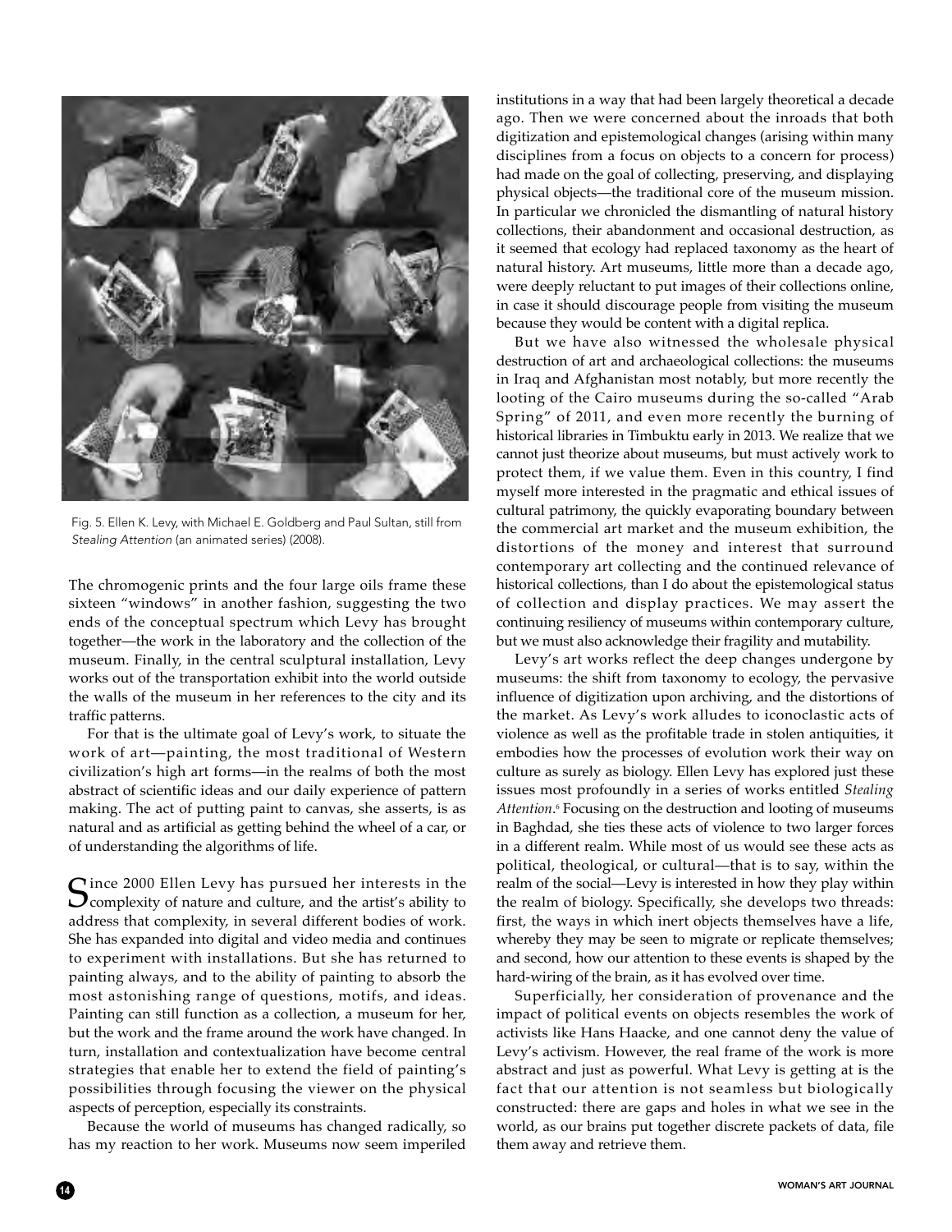Fig. 5. Ellen K. Levy, with Michael E. Goldberg and Paul Sultan, still from *Stealing Attention* (an animated series) (2008).

The chromogenic prints and the four large oils frame these sixteen "windows" in another fashion, suggesting the two ends of the conceptual spectrum which Levy has brought together—the work in the laboratory and the collection of the museum. Finally, in the central sculptural installation, Levy works out of the transportation exhibit into the world outside the walls of the museum in her references to the city and its traffic patterns.

For that is the ultimate goal of Levy's work, to situate the work of art—painting, the most traditional of Western civilization's high art forms—in the realms of both the most abstract of scientific ideas and our daily experience of pattern making. The act of putting paint to canvas, she asserts, is as natural and as artificial as getting behind the wheel of a car, or of understanding the algorithms of life.

Since 2000 Ellen Levy has pursued her interests in the complexity of nature and culture, and the artist's ability to address that complexity, in several different bodies of work. She has expanded into digital and video media and continues to experiment with installations. But she has returned to painting always, and to the ability of painting to absorb the most astonishing range of questions, motifs, and ideas. Painting can still function as a collection, a museum for her, but the work and the frame around the work have changed. In turn, installation and contextualization have become central strategies that enable her to extend the field of painting's possibilities through focusing the viewer on the physical aspects of perception, especially its constraints.

Because the world of museums has changed radically, so has my reaction to her work. Museums now seem imperiled institutions in a way that had been largely theoretical a decade ago. Then we were concerned about the inroads that both digitization and epistemological changes (arising within many disciplines from a focus on objects to a concern for process) had made on the goal of collecting, preserving, and displaying physical objects—the traditional core of the museum mission. In particular we chronicled the dismantling of natural history collections, their abandonment and occasional destruction, as it seemed that ecology had replaced taxonomy as the heart of natural history. Art museums, little more than a decade ago, were deeply reluctant to put images of their collections online, in case it should discourage people from visiting the museum because they would be content with a digital replica.

But we have also witnessed the wholesale physical destruction of art and archaeological collections: the museums in Iraq and Afghanistan most notably, but more recently the looting of the Cairo museums during the so-called "Arab Spring" of 2011, and even more recently the burning of historical libraries in Timbuktu early in 2013. We realize that we cannot just theorize about museums, but must actively work to protect them, if we value them. Even in this country, I find myself more interested in the pragmatic and ethical issues of cultural patrimony, the quickly evaporating boundary between the commercial art market and the museum exhibition, the distortions of the money and interest that surround contemporary art collecting and the continued relevance of historical collections, than I do about the epistemological status of collection and display practices. We may assert the continuing resiliency of museums within contemporary culture, but we must also acknowledge their fragility and mutability.

Levy's art works reflect the deep changes undergone by museums: the shift from taxonomy to ecology, the pervasive influence of digitization upon archiving, and the distortions of the market. As Levy's work alludes to iconoclastic acts of violence as well as the profitable trade in stolen antiquities, it embodies how the processes of evolution work their way on culture as surely as biology. Ellen Levy has explored just these issues most profoundly in a series of works entitled *Stealing Attention*.[6] Focusing on the destruction and looting of museums in Baghdad, she ties these acts of violence to two larger forces in a different realm. While most of us would see these acts as political, theological, or cultural—that is to say, within the realm of the social—Levy is interested in how they play within the realm of biology. Specifically, she develops two threads: first, the ways in which inert objects themselves have a life, whereby they may be seen to migrate or replicate themselves; and second, how our attention to these events is shaped by the hard-wiring of the brain, as it has evolved over time.

Superficially, her consideration of provenance and the impact of political events on objects resembles the work of activists like Hans Haacke, and one cannot deny the value of Levy's activism. However, the real frame of the work is more abstract and just as powerful. What Levy is getting at is the fact that our attention is not seamless but biologically constructed: there are gaps and holes in what we see in the world, as our brains put together discrete packets of data, file them away and retrieve them.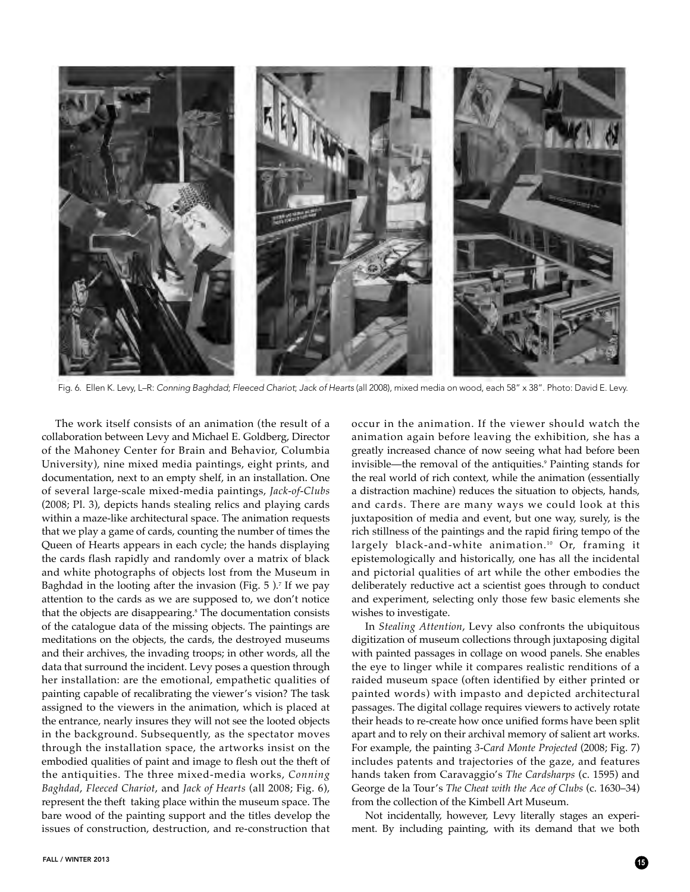Fig. 6. Ellen K. Levy, L–R: *Conning Baghdad*; *Fleeced Chariot*; *Jack of Hearts* (all 2008), mixed media on wood, each 58" x 38". Photo: David E. Levy.

The work itself consists of an animation (the result of a collaboration between Levy and Michael E. Goldberg, Director of the Mahoney Center for Brain and Behavior, Columbia University), nine mixed media paintings, eight prints, and documentation, next to an empty shelf, in an installation. One of several large-scale mixed-media paintings, *Jack-of-Clubs* (2008; Pl. 3), depicts hands stealing relics and playing cards within a maze-like architectural space. The animation requests that we play a game of cards, counting the number of times the Queen of Hearts appears in each cycle; the hands displaying the cards flash rapidly and randomly over a matrix of black and white photographs of objects lost from the Museum in Baghdad in the looting after the invasion (Fig. 5 ).[7] If we pay attention to the cards as we are supposed to, we don't notice that the objects are disappearing.[8] The documentation consists of the catalogue data of the missing objects. The paintings are meditations on the objects, the cards, the destroyed museums and their archives, the invading troops; in other words, all the data that surround the incident. Levy poses a question through her installation: are the emotional, empathetic qualities of painting capable of recalibrating the viewer's vision? The task assigned to the viewers in the animation, which is placed at the entrance, nearly insures they will not see the looted objects in the background. Subsequently, as the spectator moves through the installation space, the artworks insist on the embodied qualities of paint and image to flesh out the theft of the antiquities. The three mixed-media works, *Conning Baghdad*, *Fleeced Chariot*, and *Jack of Hearts* (all 2008; Fig. 6), represent the theft taking place within the museum space. The bare wood of the painting support and the titles develop the issues of construction, destruction, and re-construction that occur in the animation. If the viewer should watch the animation again before leaving the exhibition, she has a greatly increased chance of now seeing what had before been invisible—the removal of the antiquities.[9] Painting stands for the real world of rich context, while the animation (essentially a distraction machine) reduces the situation to objects, hands, and cards. There are many ways we could look at this juxtaposition of media and event, but one way, surely, is the rich stillness of the paintings and the rapid firing tempo of the largely black-and-white animation.[10] Or, framing it epistemologically and historically, one has all the incidental and pictorial qualities of art while the other embodies the deliberately reductive act a scientist goes through to conduct and experiment, selecting only those few basic elements she wishes to investigate.

In *Stealing Attention*, Levy also confronts the ubiquitous digitization of museum collections through juxtaposing digital with painted passages in collage on wood panels. She enables the eye to linger while it compares realistic renditions of a raided museum space (often identified by either printed or painted words) with impasto and depicted architectural passages. The digital collage requires viewers to actively rotate their heads to re-create how once unified forms have been split apart and to rely on their archival memory of salient art works. For example, the painting *3-Card Monte Projected* (2008; Fig. 7) includes patents and trajectories of the gaze, and features hands taken from Caravaggio's *The Cardsharps* (c. 1595) and George de la Tour's *The Cheat with the Ace of Clubs* (c. 1630–34) from the collection of the Kimbell Art Museum.

Not incidentally, however, Levy literally stages an experiment. By including painting, with its demand that we both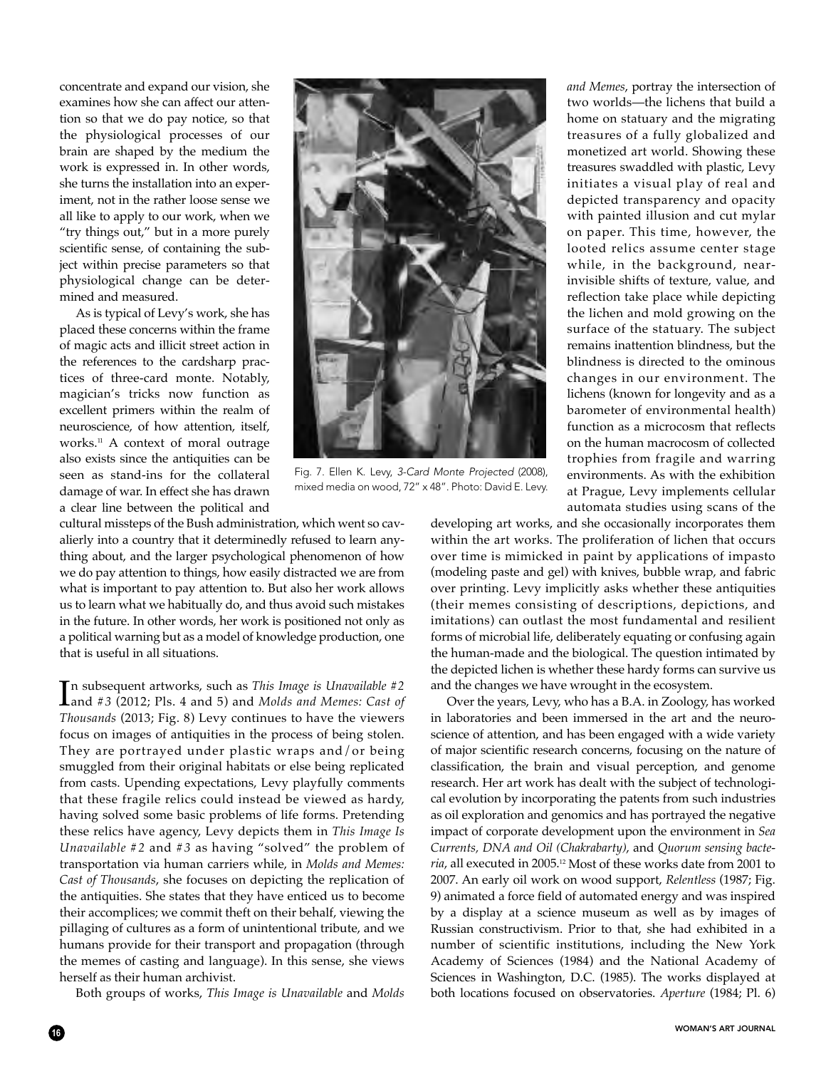concentrate and expand our vision, she examines how she can affect our attention so that we do pay notice, so that the physiological processes of our brain are shaped by the medium the work is expressed in. In other words, she turns the installation into an experiment, not in the rather loose sense we all like to apply to our work, when we "try things out," but in a more purely scientific sense, of containing the subject within precise parameters so that physiological change can be determined and measured.

As is typical of Levy's work, she has placed these concerns within the frame of magic acts and illicit street action in the references to the cardsharp practices of three-card monte. Notably, magician's tricks now function as excellent primers within the realm of neuroscience, of how attention, itself, works.[11] A context of moral outrage also exists since the antiquities can be seen as stand-ins for the collateral damage of war. In effect she has drawn a clear line between the political and cultural missteps of the Bush administration, which went so cavalierly into a country that it determinedly refused to learn anything about, and the larger psychological phenomenon of how we do pay attention to things, how easily distracted we are from what is important to pay attention to. But also her work allows us to learn what we habitually do, and thus avoid such mistakes in the future. In other words, her work is positioned not only as a political warning but as a model of knowledge production, one that is useful in all situations.

Fig. 7. Ellen K. Levy, *3-Card Monte Projected* (2008), mixed media on wood, 72" x 48". Photo: David E. Levy.

In subsequent artworks, such as *This Image is Unavailable #2* and *#3* (2012; Pls. 4 and 5) and *Molds and Memes: Cast of Thousands* (2013; Fig. 8) Levy continues to have the viewers focus on images of antiquities in the process of being stolen. They are portrayed under plastic wraps and/or being smuggled from their original habitats or else being replicated from casts. Upending expectations, Levy playfully comments that these fragile relics could instead be viewed as hardy, having solved some basic problems of life forms. Pretending these relics have agency, Levy depicts them in *This Image Is Unavailable #2* and *#3* as having "solved" the problem of transportation via human carriers while, in *Molds and Memes: Cast of Thousands*, she focuses on depicting the replication of the antiquities. She states that they have enticed us to become their accomplices; we commit theft on their behalf, viewing the pillaging of cultures as a form of unintentional tribute, and we humans provide for their transport and propagation (through the memes of casting and language). In this sense, she views herself as their human archivist.

Both groups of works, *This Image is Unavailable* and *Molds and Memes*, portray the intersection of two worlds—the lichens that build a home on statuary and the migrating treasures of a fully globalized and monetized art world. Showing these treasures swaddled with plastic, Levy initiates a visual play of real and depicted transparency and opacity with painted illusion and cut mylar on paper. This time, however, the looted relics assume center stage while, in the background, near-invisible shifts of texture, value, and reflection take place while depicting the lichen and mold growing on the surface of the statuary. The subject remains inattention blindness, but the blindness is directed to the ominous changes in our environment. The lichens (known for longevity and as a barometer of environmental health) function as a microcosm that reflects on the human macrocosm of collected trophies from fragile and warring environments. As with the exhibition at Prague, Levy implements cellular automata studies using scans of the developing art works, and she occasionally incorporates them within the art works. The proliferation of lichen that occurs over time is mimicked in paint by applications of impasto (modeling paste and gel) with knives, bubble wrap, and fabric over printing. Levy implicitly asks whether these antiquities (their memes consisting of descriptions, depictions, and imitations) can outlast the most fundamental and resilient forms of microbial life, deliberately equating or confusing again the human-made and the biological. The question intimated by the depicted lichen is whether these hardy forms can survive us and the changes we have wrought in the ecosystem.

Over the years, Levy, who has a B.A. in Zoology, has worked in laboratories and been immersed in the art and the neuroscience of attention, and has been engaged with a wide variety of major scientific research concerns, focusing on the nature of classification, the brain and visual perception, and genome research. Her art work has dealt with the subject of technological evolution by incorporating the patents from such industries as oil exploration and genomics and has portrayed the negative impact of corporate development upon the environment in *Sea Currents, DNA and Oil (Chakrabarty)*, and *Quorum sensing bacteria*, all executed in 2005.[12] Most of these works date from 2001 to 2007. An early oil work on wood support, *Relentless* (1987; Fig. 9) animated a force field of automated energy and was inspired by a display at a science museum as well as by images of Russian constructivism. Prior to that, she had exhibited in a number of scientific institutions, including the New York Academy of Sciences (1984) and the National Academy of Sciences in Washington, D.C. (1985). The works displayed at both locations focused on observatories. *Aperture* (1984; Pl. 6)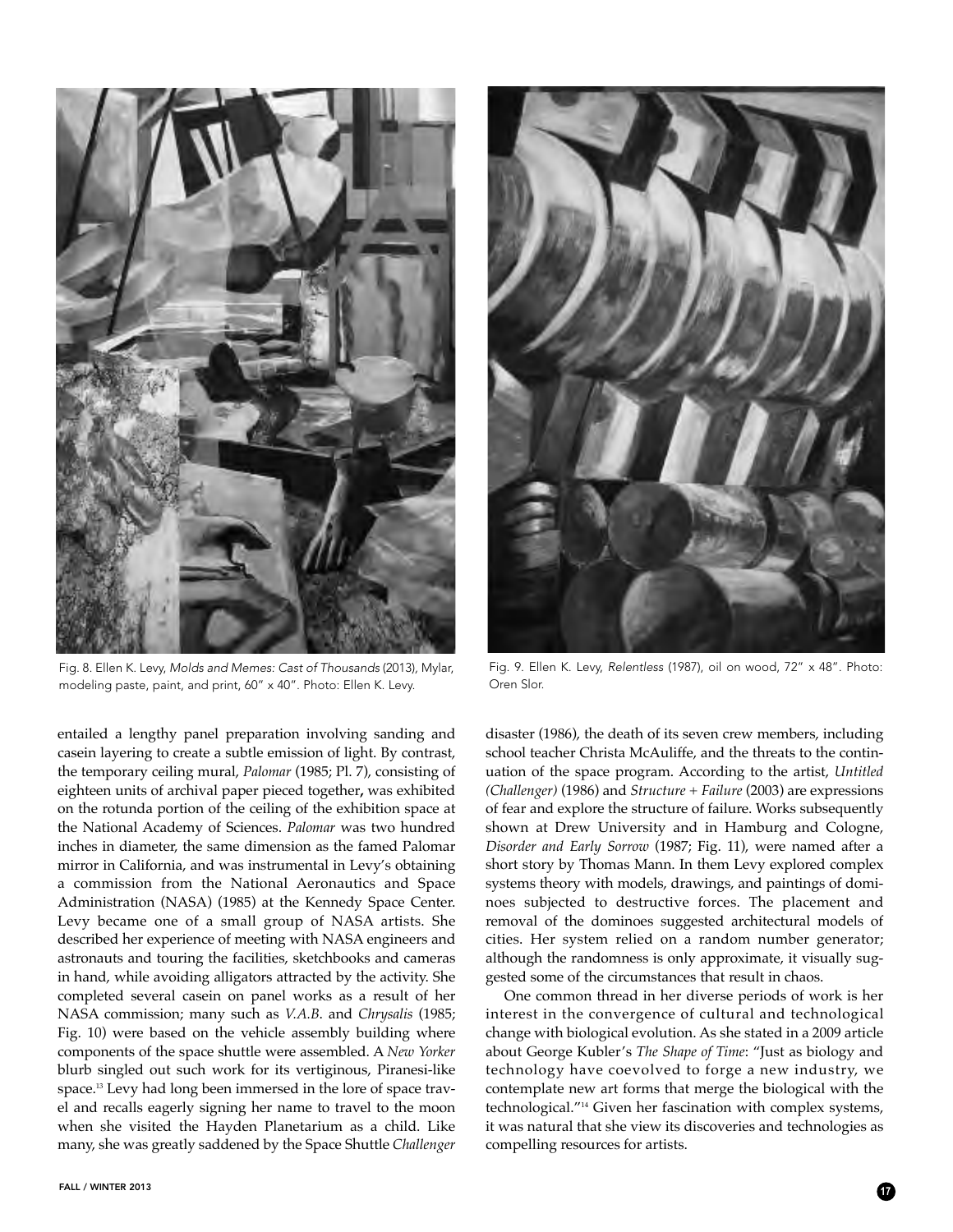Fig. 8. Ellen K. Levy, *Molds and Memes: Cast of Thousands* (2013), Mylar, modeling paste, paint, and print, 60" x 40". Photo: Ellen K. Levy.

Fig. 9. Ellen K. Levy, *Relentless* (1987), oil on wood, 72" x 48". Photo: Oren Slor.

entailed a lengthy panel preparation involving sanding and casein layering to create a subtle emission of light. By contrast, the temporary ceiling mural, *Palomar* (1985; Pl. 7), consisting of eighteen units of archival paper pieced together**,** was exhibited on the rotunda portion of the ceiling of the exhibition space at the National Academy of Sciences. *Palomar* was two hundred inches in diameter, the same dimension as the famed Palomar mirror in California, and was instrumental in Levy's obtaining a commission from the National Aeronautics and Space Administration (NASA) (1985) at the Kennedy Space Center. Levy became one of a small group of NASA artists. She described her experience of meeting with NASA engineers and astronauts and touring the facilities, sketchbooks and cameras in hand, while avoiding alligators attracted by the activity. She completed several casein on panel works as a result of her NASA commission; many such as *V.A.B.* and *Chrysalis* (1985; Fig. 10) were based on the vehicle assembly building where components of the space shuttle were assembled. A *New Yorker* blurb singled out such work for its vertiginous, Piranesi-like space.[13] Levy had long been immersed in the lore of space travel and recalls eagerly signing her name to travel to the moon when she visited the Hayden Planetarium as a child. Like many, she was greatly saddened by the Space Shuttle *Challenger* disaster (1986), the death of its seven crew members, including school teacher Christa McAuliffe, and the threats to the continuation of the space program. According to the artist, *Untitled (Challenger)* (1986) and *Structure + Failure* (2003) are expressions of fear and explore the structure of failure. Works subsequently shown at Drew University and in Hamburg and Cologne, *Disorder and Early Sorrow* (1987; Fig. 11), were named after a short story by Thomas Mann. In them Levy explored complex systems theory with models, drawings, and paintings of dominoes subjected to destructive forces. The placement and removal of the dominoes suggested architectural models of cities. Her system relied on a random number generator; although the randomness is only approximate, it visually suggested some of the circumstances that result in chaos.

One common thread in her diverse periods of work is her interest in the convergence of cultural and technological change with biological evolution. As she stated in a 2009 article about George Kubler's *The Shape of Time*: "Just as biology and technology have coevolved to forge a new industry, we contemplate new art forms that merge the biological with the technological."[14] Given her fascination with complex systems, it was natural that she view its discoveries and technologies as compelling resources for artists.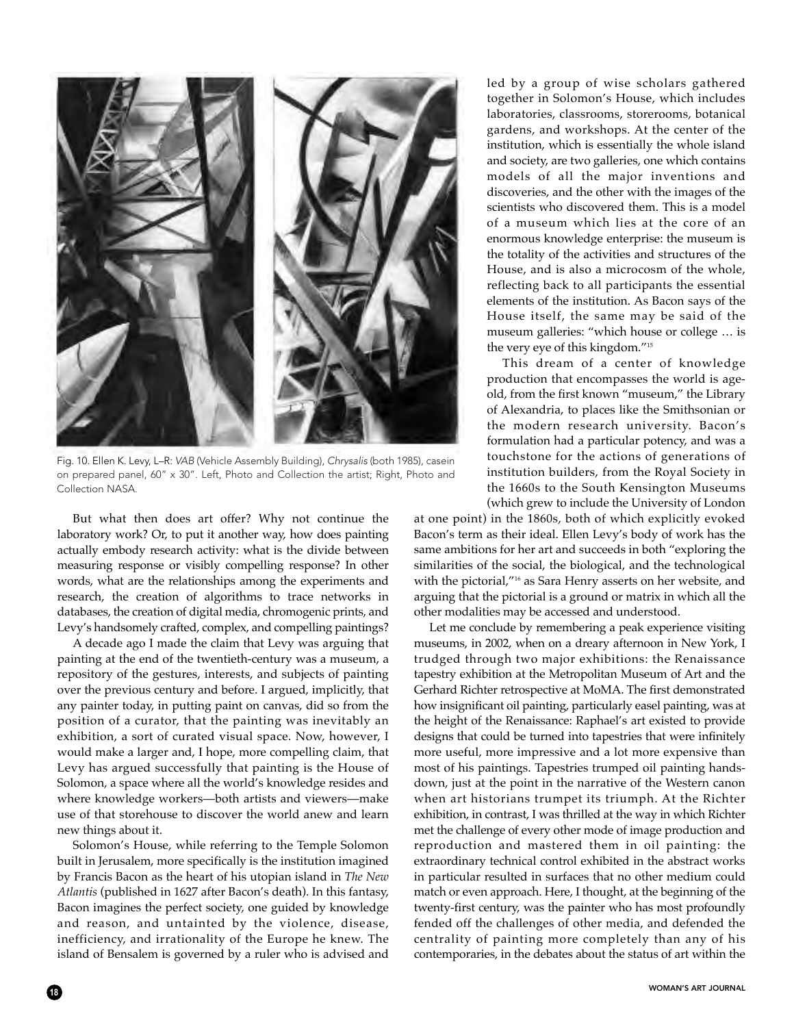Fig. 10. Ellen K. Levy, L–R: *VAB* (Vehicle Assembly Building), *Chrysalis* (both 1985), casein on prepared panel, 60" x 30". Left, Photo and Collection the artist; Right, Photo and Collection NASA.

But what then does art offer? Why not continue the laboratory work? Or, to put it another way, how does painting actually embody research activity: what is the divide between measuring response or visibly compelling response? In other words, what are the relationships among the experiments and research, the creation of algorithms to trace networks in databases, the creation of digital media, chromogenic prints, and Levy's handsomely crafted, complex, and compelling paintings?

A decade ago I made the claim that Levy was arguing that painting at the end of the twentieth-century was a museum, a repository of the gestures, interests, and subjects of painting over the previous century and before. I argued, implicitly, that any painter today, in putting paint on canvas, did so from the position of a curator, that the painting was inevitably an exhibition, a sort of curated visual space. Now, however, I would make a larger and, I hope, more compelling claim, that Levy has argued successfully that painting is the House of Solomon, a space where all the world's knowledge resides and where knowledge workers—both artists and viewers—make use of that storehouse to discover the world anew and learn new things about it.

Solomon's House, while referring to the Temple Solomon built in Jerusalem, more specifically is the institution imagined by Francis Bacon as the heart of his utopian island in *The New Atlantis* (published in 1627 after Bacon's death). In this fantasy, Bacon imagines the perfect society, one guided by knowledge and reason, and untainted by the violence, disease, inefficiency, and irrationality of the Europe he knew. The island of Bensalem is governed by a ruler who is advised and led by a group of wise scholars gathered together in Solomon's House, which includes laboratories, classrooms, storerooms, botanical gardens, and workshops. At the center of the institution, which is essentially the whole island and society, are two galleries, one which contains models of all the major inventions and discoveries, and the other with the images of the scientists who discovered them. This is a model of a museum which lies at the core of an enormous knowledge enterprise: the museum is the totality of the activities and structures of the House, and is also a microcosm of the whole, reflecting back to all participants the essential elements of the institution. As Bacon says of the House itself, the same may be said of the museum galleries: "which house or college … is the very eye of this kingdom."[15]

This dream of a center of knowledge production that encompasses the world is age-old, from the first known "museum," the Library of Alexandria, to places like the Smithsonian or the modern research university. Bacon's formulation had a particular potency, and was a touchstone for the actions of generations of institution builders, from the Royal Society in the 1660s to the South Kensington Museums (which grew to include the University of London at one point) in the 1860s, both of which explicitly evoked Bacon's term as their ideal. Ellen Levy's body of work has the same ambitions for her art and succeeds in both "exploring the similarities of the social, the biological, and the technological with the pictorial,"[16] as Sara Henry asserts on her website, and arguing that the pictorial is a ground or matrix in which all the other modalities may be accessed and understood.

Let me conclude by remembering a peak experience visiting museums, in 2002, when on a dreary afternoon in New York, I trudged through two major exhibitions: the Renaissance tapestry exhibition at the Metropolitan Museum of Art and the Gerhard Richter retrospective at MoMA. The first demonstrated how insignificant oil painting, particularly easel painting, was at the height of the Renaissance: Raphael's art existed to provide designs that could be turned into tapestries that were infinitely more useful, more impressive and a lot more expensive than most of his paintings. Tapestries trumped oil painting hands-down, just at the point in the narrative of the Western canon when art historians trumpet its triumph. At the Richter exhibition, in contrast, I was thrilled at the way in which Richter met the challenge of every other mode of image production and reproduction and mastered them in oil painting: the extraordinary technical control exhibited in the abstract works in particular resulted in surfaces that no other medium could match or even approach. Here, I thought, at the beginning of the twenty-first century, was the painter who has most profoundly fended off the challenges of other media, and defended the centrality of painting more completely than any of his contemporaries, in the debates about the status of art within the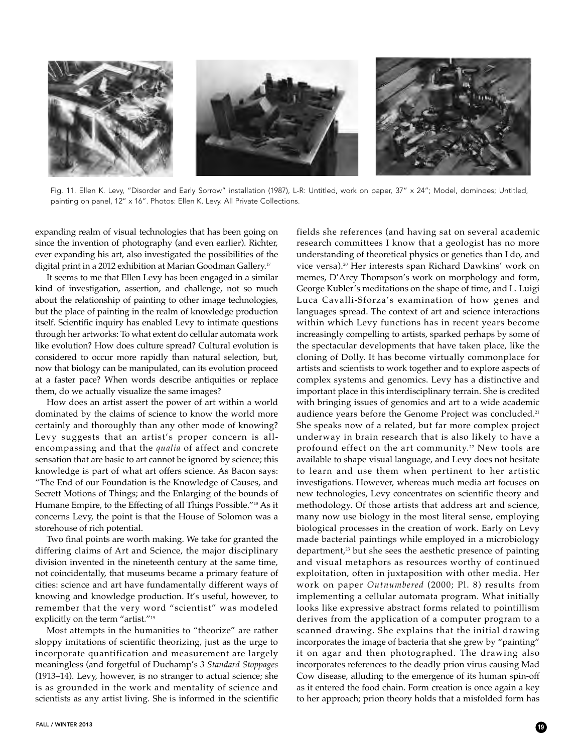Fig. 11. Ellen K. Levy, "Disorder and Early Sorrow" installation (1987), L-R: Untitled, work on paper, 37" x 24"; Model, dominoes; Untitled, painting on panel, 12" x 16". Photos: Ellen K. Levy. All Private Collections.

expanding realm of visual technologies that has been going on since the invention of photography (and even earlier). Richter, ever expanding his art, also investigated the possibilities of the digital print in a 2012 exhibition at Marian Goodman Gallery.[17]

It seems to me that Ellen Levy has been engaged in a similar kind of investigation, assertion, and challenge, not so much about the relationship of painting to other image technologies, but the place of painting in the realm of knowledge production itself. Scientific inquiry has enabled Levy to intimate questions through her artworks: To what extent do cellular automata work like evolution? How does culture spread? Cultural evolution is considered to occur more rapidly than natural selection, but, now that biology can be manipulated, can its evolution proceed at a faster pace? When words describe antiquities or replace them, do we actually visualize the same images?

How does an artist assert the power of art within a world dominated by the claims of science to know the world more certainly and thoroughly than any other mode of knowing? Levy suggests that an artist's proper concern is all-encompassing and that the *qualia* of affect and concrete sensation that are basic to art cannot be ignored by science; this knowledge is part of what art offers science. As Bacon says: "The End of our Foundation is the Knowledge of Causes, and Secrett Motions of Things; and the Enlarging of the bounds of Humane Empire, to the Effecting of all Things Possible."[18] As it concerns Levy, the point is that the House of Solomon was a storehouse of rich potential.

Two final points are worth making. We take for granted the differing claims of Art and Science, the major disciplinary division invented in the nineteenth century at the same time, not coincidentally, that museums became a primary feature of cities: science and art have fundamentally different ways of knowing and knowledge production. It's useful, however, to remember that the very word "scientist" was modeled explicitly on the term "artist."[19]

Most attempts in the humanities to "theorize" are rather sloppy imitations of scientific theorizing, just as the urge to incorporate quantification and measurement are largely meaningless (and forgetful of Duchamp's *3 Standard Stoppages* (1913–14). Levy, however, is no stranger to actual science; she is as grounded in the work and mentality of science and scientists as any artist living. She is informed in the scientific fields she references (and having sat on several academic research committees I know that a geologist has no more understanding of theoretical physics or genetics than I do, and vice versa).[20] Her interests span Richard Dawkins' work on memes, D'Arcy Thompson's work on morphology and form, George Kubler's meditations on the shape of time, and L. Luigi Luca Cavalli-Sforza's examination of how genes and languages spread. The context of art and science interactions within which Levy functions has in recent years become increasingly compelling to artists, sparked perhaps by some of the spectacular developments that have taken place, like the cloning of Dolly. It has become virtually commonplace for artists and scientists to work together and to explore aspects of complex systems and genomics. Levy has a distinctive and important place in this interdisciplinary terrain. She is credited with bringing issues of genomics and art to a wide academic audience years before the Genome Project was concluded.[21] She speaks now of a related, but far more complex project underway in brain research that is also likely to have a profound effect on the art community.[22] New tools are available to shape visual language, and Levy does not hesitate to learn and use them when pertinent to her artistic investigations. However, whereas much media art focuses on new technologies, Levy concentrates on scientific theory and methodology. Of those artists that address art and science, many now use biology in the most literal sense, employing biological processes in the creation of work. Early on Levy made bacterial paintings while employed in a microbiology department,[23] but she sees the aesthetic presence of painting and visual metaphors as resources worthy of continued exploitation, often in juxtaposition with other media. Her work on paper *Outnumbered* (2000; Pl. 8) results from implementing a cellular automata program. What initially looks like expressive abstract forms related to pointillism derives from the application of a computer program to a scanned drawing. She explains that the initial drawing incorporates the image of bacteria that she grew by "painting" it on agar and then photographed. The drawing also incorporates references to the deadly prion virus causing Mad Cow disease, alluding to the emergence of its human spin-off as it entered the food chain. Form creation is once again a key to her approach; prion theory holds that a misfolded form has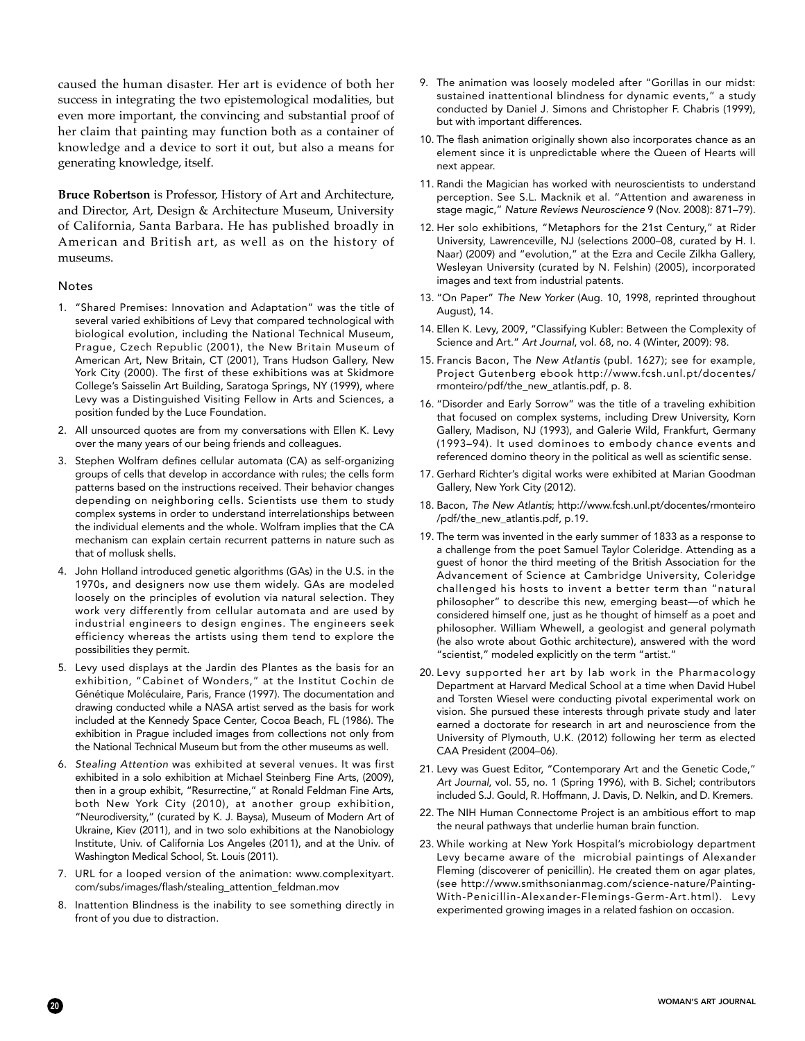caused the human disaster. Her art is evidence of both her success in integrating the two epistemological modalities, but even more important, the convincing and substantial proof of her claim that painting may function both as a container of knowledge and a device to sort it out, but also a means for generating knowledge, itself.

**Bruce Robertson** is Professor, History of Art and Architecture, and Director, Art, Design & Architecture Museum, University of California, Santa Barbara. He has published broadly in American and British art, as well as on the history of museums.

## Notes

1. "Shared Premises: Innovation and Adaptation" was the title of several varied exhibitions of Levy that compared technological with biological evolution, including the National Technical Museum, Prague, Czech Republic (2001), the New Britain Museum of American Art, New Britain, CT (2001), Trans Hudson Gallery, New York City (2000). The first of these exhibitions was at Skidmore College's Saisselin Art Building, Saratoga Springs, NY (1999), where Levy was a Distinguished Visiting Fellow in Arts and Sciences, a position funded by the Luce Foundation.
2. All unsourced quotes are from my conversations with Ellen K. Levy over the many years of our being friends and colleagues.
3. Stephen Wolfram defines cellular automata (CA) as self-organizing groups of cells that develop in accordance with rules; the cells form patterns based on the instructions received. Their behavior changes depending on neighboring cells. Scientists use them to study complex systems in order to understand interrelationships between the individual elements and the whole. Wolfram implies that the CA mechanism can explain certain recurrent patterns in nature such as that of mollusk shells.
4. John Holland introduced genetic algorithms (GAs) in the U.S. in the 1970s, and designers now use them widely. GAs are modeled loosely on the principles of evolution via natural selection. They work very differently from cellular automata and are used by industrial engineers to design engines. The engineers seek efficiency whereas the artists using them tend to explore the possibilities they permit.
5. Levy used displays at the Jardin des Plantes as the basis for an exhibition, "Cabinet of Wonders," at the Institut Cochin de Génétique Moléculaire, Paris, France (1997). The documentation and drawing conducted while a NASA artist served as the basis for work included at the Kennedy Space Center, Cocoa Beach, FL (1986). The exhibition in Prague included images from collections not only from the National Technical Museum but from the other museums as well.
6. *Stealing Attention* was exhibited at several venues. It was first exhibited in a solo exhibition at Michael Steinberg Fine Arts, (2009), then in a group exhibit, "Resurrectine," at Ronald Feldman Fine Arts, both New York City (2010), at another group exhibition, "Neurodiversity," (curated by K. J. Baysa), Museum of Modern Art of Ukraine, Kiev (2011), and in two solo exhibitions at the Nanobiology Institute, Univ. of California Los Angeles (2011), and at the Univ. of Washington Medical School, St. Louis (2011).
7. URL for a looped version of the animation: www.complexityart.com/subs/images/flash/stealing_attention_feldman.mov
8. Inattention Blindness is the inability to see something directly in front of you due to distraction.
9. The animation was loosely modeled after "Gorillas in our midst: sustained inattentional blindness for dynamic events," a study conducted by Daniel J. Simons and Christopher F. Chabris (1999), but with important differences.
10. The flash animation originally shown also incorporates chance as an element since it is unpredictable where the Queen of Hearts will next appear.
11. Randi the Magician has worked with neuroscientists to understand perception. See S.L. Macknik et al. "Attention and awareness in stage magic," *Nature Reviews Neuroscience* 9 (Nov. 2008): 871–79).
12. Her solo exhibitions, "Metaphors for the 21st Century," at Rider University, Lawrenceville, NJ (selections 2000–08, curated by H. I. Naar) (2009) and "evolution," at the Ezra and Cecile Zilkha Gallery, Wesleyan University (curated by N. Felshin) (2005), incorporated images and text from industrial patents.
13. "On Paper" *The New Yorker* (Aug. 10, 1998, reprinted throughout August), 14.
14. Ellen K. Levy, 2009, "Classifying Kubler: Between the Complexity of Science and Art." *Art Journal*, vol. 68, no. 4 (Winter, 2009): 98.
15. Francis Bacon, The *New Atlantis* (publ. 1627); see for example, Project Gutenberg ebook http://www.fcsh.unl.pt/docentes/rmonteiro/pdf/the_new_atlantis.pdf, p. 8.
16. "Disorder and Early Sorrow" was the title of a traveling exhibition that focused on complex systems, including Drew University, Korn Gallery, Madison, NJ (1993), and Galerie Wild, Frankfurt, Germany (1993–94). It used dominoes to embody chance events and referenced domino theory in the political as well as scientific sense.
17. Gerhard Richter's digital works were exhibited at Marian Goodman Gallery, New York City (2012).
18. Bacon, *The New Atlantis*; http://www.fcsh.unl.pt/docentes/rmonteiro/pdf/the_new_atlantis.pdf, p.19.
19. The term was invented in the early summer of 1833 as a response to a challenge from the poet Samuel Taylor Coleridge. Attending as a guest of honor the third meeting of the British Association for the Advancement of Science at Cambridge University, Coleridge challenged his hosts to invent a better term than "natural philosopher" to describe this new, emerging beast—of which he considered himself one, just as he thought of himself as a poet and philosopher. William Whewell, a geologist and general polymath (he also wrote about Gothic architecture), answered with the word "scientist," modeled explicitly on the term "artist."
20. Levy supported her art by lab work in the Pharmacology Department at Harvard Medical School at a time when David Hubel and Torsten Wiesel were conducting pivotal experimental work on vision. She pursued these interests through private study and later earned a doctorate for research in art and neuroscience from the University of Plymouth, U.K. (2012) following her term as elected CAA President (2004–06).
21. Levy was Guest Editor, "Contemporary Art and the Genetic Code," *Art Journal*, vol. 55, no. 1 (Spring 1996), with B. Sichel; contributors included S.J. Gould, R. Hoffmann, J. Davis, D. Nelkin, and D. Kremers.
22. The NIH Human Connectome Project is an ambitious effort to map the neural pathways that underlie human brain function.
23. While working at New York Hospital's microbiology department Levy became aware of the microbial paintings of Alexander Fleming (discoverer of penicillin). He created them on agar plates, (see http://www.smithsonianmag.com/science-nature/Painting-With-Penicillin-Alexander-Flemings-Germ-Art.html). Levy experimented growing images in a related fashion on occasion.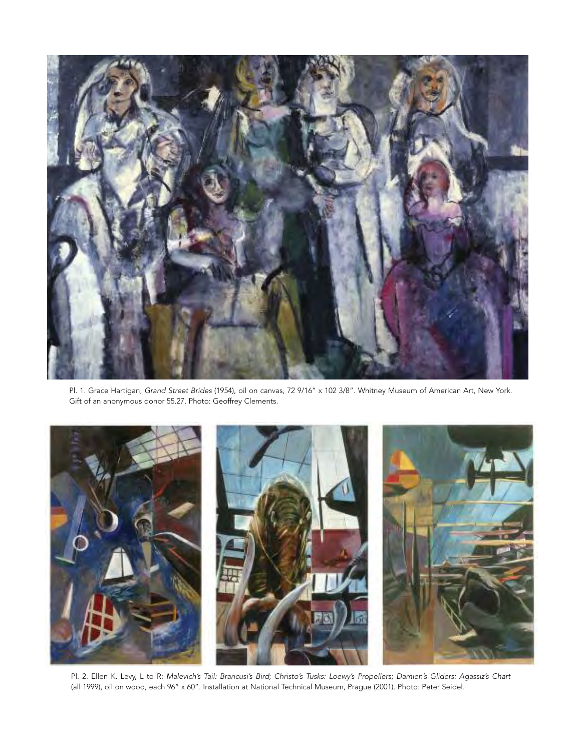Pl. 1. Grace Hartigan, *Grand Street Brides* (1954), oil on canvas, 72 9/16" x 102 3/8". Whitney Museum of American Art, New York. Gift of an anonymous donor 55.27. Photo: Geoffrey Clements.

Pl. 2. Ellen K. Levy, L to R: *Malevich's Tail: Brancusi's Bird*; *Christo's Tusks: Loewy's Propellers*; *Damien's Gliders: Agassiz's Chart* (all 1999), oil on wood, each 96" x 60". Installation at National Technical Museum, Prague (2001). Photo: Peter Seidel.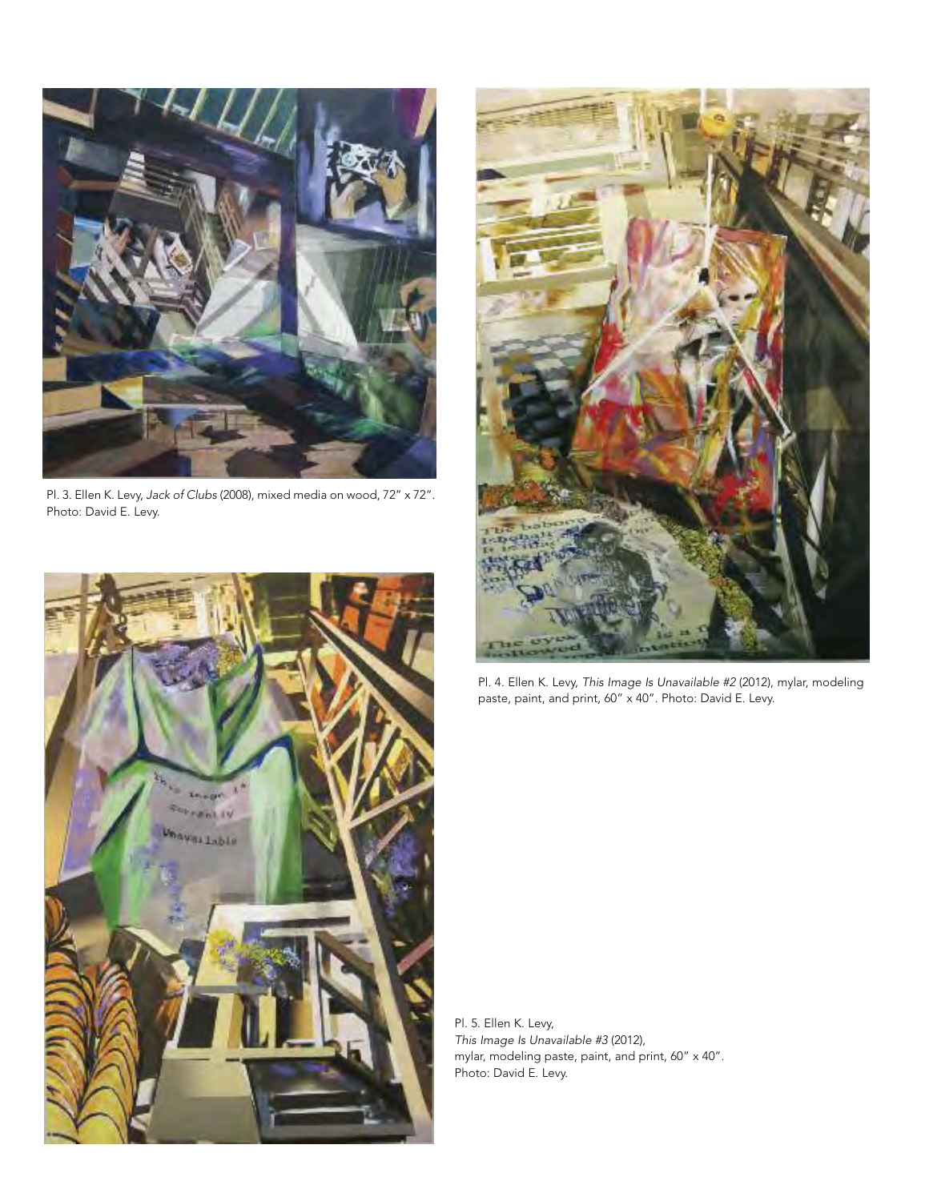Pl. 3. Ellen K. Levy, *Jack of Clubs* (2008), mixed media on wood, 72" x 72". Photo: David E. Levy.

Pl. 4. Ellen K. Levy, *This Image Is Unavailable #2* (2012), mylar, modeling paste, paint, and print, 60" x 40". Photo: David E. Levy.

Pl. 5. Ellen K. Levy, *This Image Is Unavailable #3* (2012), mylar, modeling paste, paint, and print, 60" x 40". Photo: David E. Levy.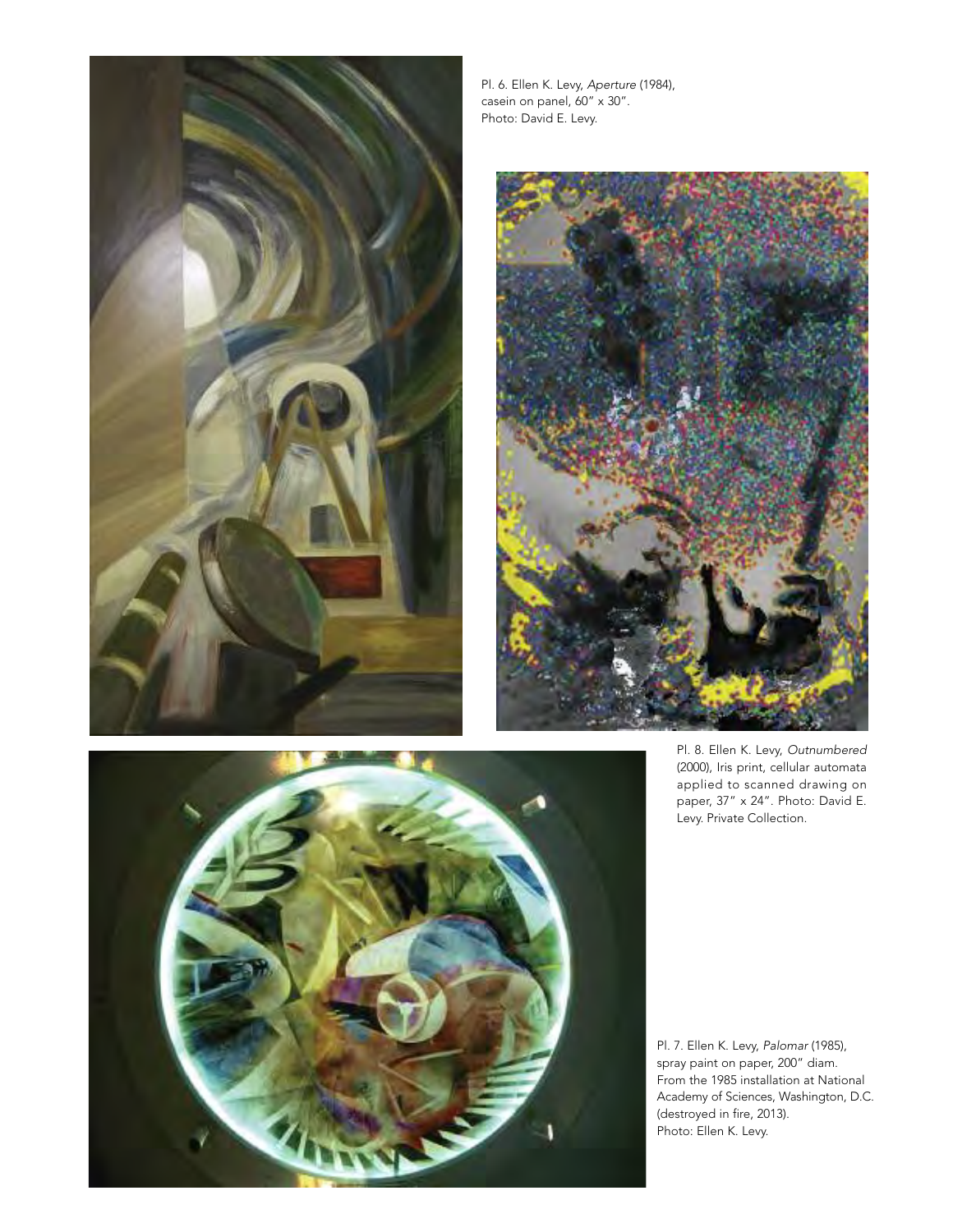Pl. 6. Ellen K. Levy, *Aperture* (1984), casein on panel, 60" x 30". Photo: David E. Levy.

Pl. 8. Ellen K. Levy, *Outnumbered* (2000), Iris print, cellular automata applied to scanned drawing on paper, 37" x 24". Photo: David E. Levy. Private Collection.

Pl. 7. Ellen K. Levy, *Palomar* (1985), spray paint on paper, 200" diam. From the 1985 installation at National Academy of Sciences, Washington, D.C. (destroyed in fire, 2013). Photo: Ellen K. Levy.